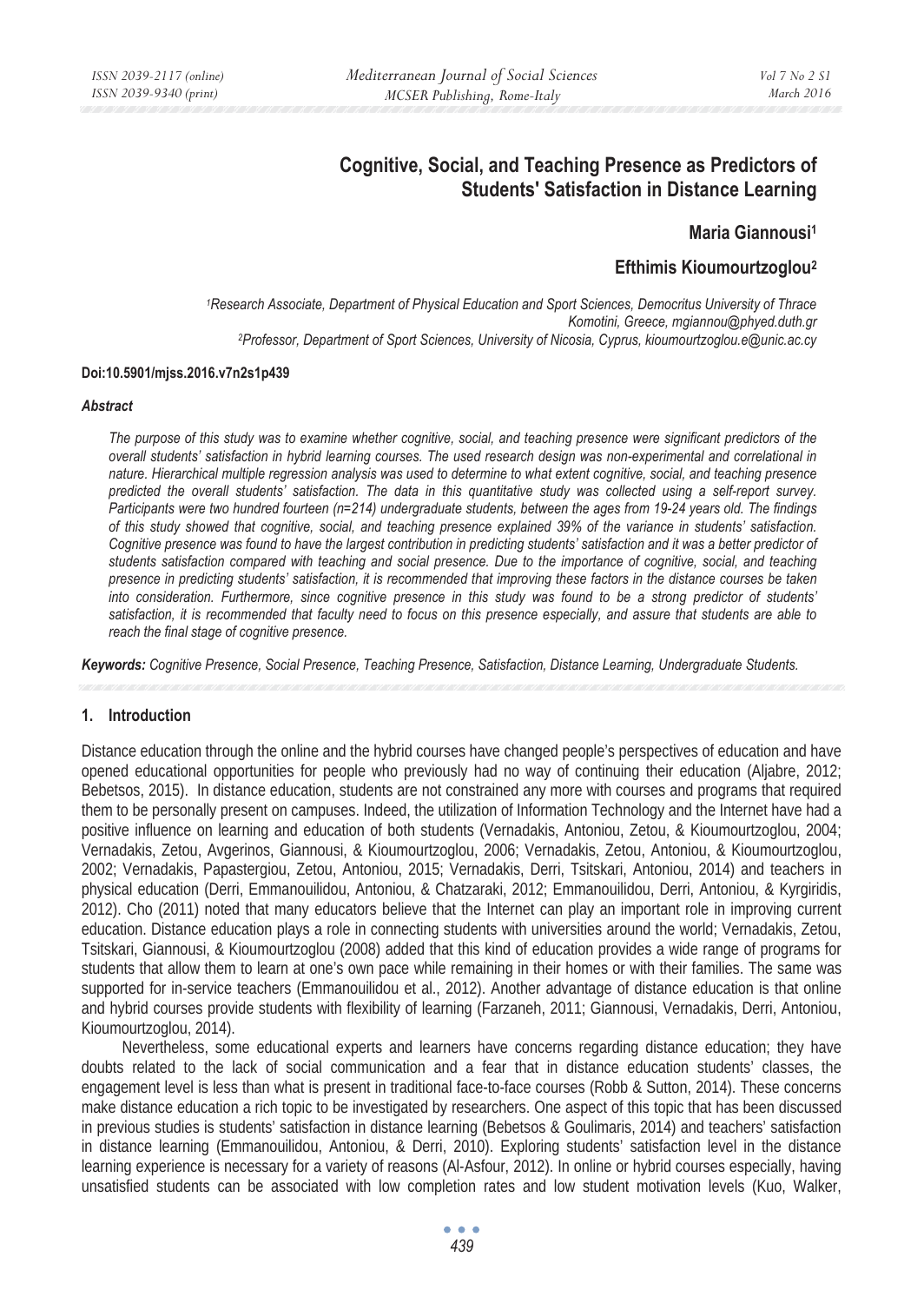# Cognitive, Social, and Teaching Presence as Predictors of Students' Satisfaction in Distance Learning

**Maria Giannousi**[1]

**Efthimis Kioumourtzoglou**[2]

[1]Research Associate, Department of Physical Education and Sport Sciences, Democritus University of Thrace Komotini, Greece, mgiannou@phyed.duth.gr

[2]Professor, Department of Sport Sciences, University of Nicosia, Cyprus, kioumourtzoglou.e@unic.ac.cy

**Doi:10.5901/mjss.2016.v7n2s1p439**

### *Abstract*

*The purpose of this study was to examine whether cognitive, social, and teaching presence were significant predictors of the overall students' satisfaction in hybrid learning courses. The used research design was non-experimental and correlational in nature. Hierarchical multiple regression analysis was used to determine to what extent cognitive, social, and teaching presence predicted the overall students' satisfaction. The data in this quantitative study was collected using a self-report survey. Participants were two hundred fourteen (n=214) undergraduate students, between the ages from 19-24 years old. The findings of this study showed that cognitive, social, and teaching presence explained 39% of the variance in students' satisfaction. Cognitive presence was found to have the largest contribution in predicting students' satisfaction and it was a better predictor of students satisfaction compared with teaching and social presence. Due to the importance of cognitive, social, and teaching presence in predicting students' satisfaction, it is recommended that improving these factors in the distance courses be taken into consideration. Furthermore, since cognitive presence in this study was found to be a strong predictor of students' satisfaction, it is recommended that faculty need to focus on this presence especially, and assure that students are able to reach the final stage of cognitive presence.*

***Keywords:*** *Cognitive Presence, Social Presence, Teaching Presence, Satisfaction, Distance Learning, Undergraduate Students.*

## 1. Introduction

Distance education through the online and the hybrid courses have changed people's perspectives of education and have opened educational opportunities for people who previously had no way of continuing their education (Aljabre, 2012; Bebetsos, 2015). In distance education, students are not constrained any more with courses and programs that required them to be personally present on campuses. Indeed, the utilization of Information Technology and the Internet have had a positive influence on learning and education of both students (Vernadakis, Antoniou, Zetou, & Kioumourtzoglou, 2004; Vernadakis, Zetou, Avgerinos, Giannousi, & Kioumourtzoglou, 2006; Vernadakis, Zetou, Antoniou, & Kioumourtzoglou, 2002; Vernadakis, Papastergiou, Zetou, Antoniou, 2015; Vernadakis, Derri, Tsitskari, Antoniou, 2014) and teachers in physical education (Derri, Emmanouilidou, Antoniou, & Chatzaraki, 2012; Emmanouilidou, Derri, Antoniou, & Kyrgiridis, 2012). Cho (2011) noted that many educators believe that the Internet can play an important role in improving current education. Distance education plays a role in connecting students with universities around the world; Vernadakis, Zetou, Tsitskari, Giannousi, & Kioumourtzoglou (2008) added that this kind of education provides a wide range of programs for students that allow them to learn at one's own pace while remaining in their homes or with their families. The same was supported for in-service teachers (Emmanouilidou et al., 2012). Another advantage of distance education is that online and hybrid courses provide students with flexibility of learning (Farzaneh, 2011; Giannousi, Vernadakis, Derri, Antoniou, Kioumourtzoglou, 2014).

Nevertheless, some educational experts and learners have concerns regarding distance education; they have doubts related to the lack of social communication and a fear that in distance education students' classes, the engagement level is less than what is present in traditional face-to-face courses (Robb & Sutton, 2014). These concerns make distance education a rich topic to be investigated by researchers. One aspect of this topic that has been discussed in previous studies is students' satisfaction in distance learning (Bebetsos & Goulimaris, 2014) and teachers' satisfaction in distance learning (Emmanouilidou, Antoniou, & Derri, 2010). Exploring students' satisfaction level in the distance learning experience is necessary for a variety of reasons (Al-Asfour, 2012). In online or hybrid courses especially, having unsatisfied students can be associated with low completion rates and low student motivation levels (Kuo, Walker,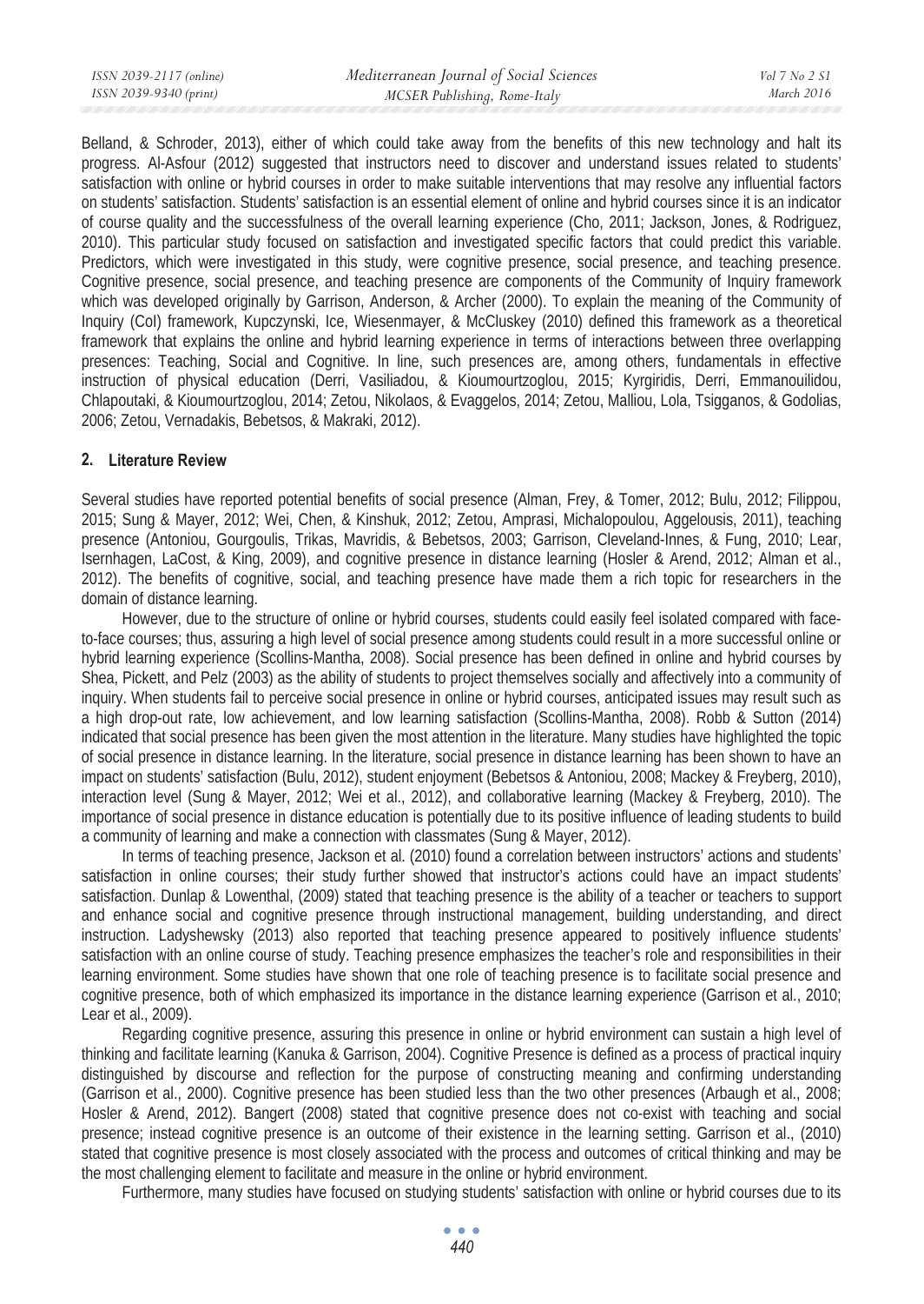Belland, & Schroder, 2013), either of which could take away from the benefits of this new technology and halt its progress. Al-Asfour (2012) suggested that instructors need to discover and understand issues related to students' satisfaction with online or hybrid courses in order to make suitable interventions that may resolve any influential factors on students' satisfaction. Students' satisfaction is an essential element of online and hybrid courses since it is an indicator of course quality and the successfulness of the overall learning experience (Cho, 2011; Jackson, Jones, & Rodriguez, 2010). This particular study focused on satisfaction and investigated specific factors that could predict this variable. Predictors, which were investigated in this study, were cognitive presence, social presence, and teaching presence. Cognitive presence, social presence, and teaching presence are components of the Community of Inquiry framework which was developed originally by Garrison, Anderson, & Archer (2000). To explain the meaning of the Community of Inquiry (CoI) framework, Kupczynski, Ice, Wiesenmayer, & McCluskey (2010) defined this framework as a theoretical framework that explains the online and hybrid learning experience in terms of interactions between three overlapping presences: Teaching, Social and Cognitive. In line, such presences are, among others, fundamentals in effective instruction of physical education (Derri, Vasiliadou, & Kioumourtzoglou, 2015; Kyrgiridis, Derri, Emmanouilidou, Chlapoutaki, & Kioumourtzoglou, 2014; Zetou, Nikolaos, & Evaggelos, 2014; Zetou, Malliou, Lola, Tsigganos, & Godolias, 2006; Zetou, Vernadakis, Bebetsos, & Makraki, 2012).

## 2. Literature Review

Several studies have reported potential benefits of social presence (Alman, Frey, & Tomer, 2012; Bulu, 2012; Filippou, 2015; Sung & Mayer, 2012; Wei, Chen, & Kinshuk, 2012; Zetou, Amprasi, Michalopoulou, Aggelousis, 2011), teaching presence (Antoniou, Gourgoulis, Trikas, Mavridis, & Bebetsos, 2003; Garrison, Cleveland-Innes, & Fung, 2010; Lear, Isernhagen, LaCost, & King, 2009), and cognitive presence in distance learning (Hosler & Arend, 2012; Alman et al., 2012). The benefits of cognitive, social, and teaching presence have made them a rich topic for researchers in the domain of distance learning.

However, due to the structure of online or hybrid courses, students could easily feel isolated compared with face-to-face courses; thus, assuring a high level of social presence among students could result in a more successful online or hybrid learning experience (Scollins-Mantha, 2008). Social presence has been defined in online and hybrid courses by Shea, Pickett, and Pelz (2003) as the ability of students to project themselves socially and affectively into a community of inquiry. When students fail to perceive social presence in online or hybrid courses, anticipated issues may result such as a high drop-out rate, low achievement, and low learning satisfaction (Scollins-Mantha, 2008). Robb & Sutton (2014) indicated that social presence has been given the most attention in the literature. Many studies have highlighted the topic of social presence in distance learning. In the literature, social presence in distance learning has been shown to have an impact on students' satisfaction (Bulu, 2012), student enjoyment (Bebetsos & Antoniou, 2008; Mackey & Freyberg, 2010), interaction level (Sung & Mayer, 2012; Wei et al., 2012), and collaborative learning (Mackey & Freyberg, 2010). The importance of social presence in distance education is potentially due to its positive influence of leading students to build a community of learning and make a connection with classmates (Sung & Mayer, 2012).

In terms of teaching presence, Jackson et al. (2010) found a correlation between instructors' actions and students' satisfaction in online courses; their study further showed that instructor's actions could have an impact students' satisfaction. Dunlap & Lowenthal, (2009) stated that teaching presence is the ability of a teacher or teachers to support and enhance social and cognitive presence through instructional management, building understanding, and direct instruction. Ladyshewsky (2013) also reported that teaching presence appeared to positively influence students' satisfaction with an online course of study. Teaching presence emphasizes the teacher's role and responsibilities in their learning environment. Some studies have shown that one role of teaching presence is to facilitate social presence and cognitive presence, both of which emphasized its importance in the distance learning experience (Garrison et al., 2010; Lear et al., 2009).

Regarding cognitive presence, assuring this presence in online or hybrid environment can sustain a high level of thinking and facilitate learning (Kanuka & Garrison, 2004). Cognitive Presence is defined as a process of practical inquiry distinguished by discourse and reflection for the purpose of constructing meaning and confirming understanding (Garrison et al., 2000). Cognitive presence has been studied less than the two other presences (Arbaugh et al., 2008; Hosler & Arend, 2012). Bangert (2008) stated that cognitive presence does not co-exist with teaching and social presence; instead cognitive presence is an outcome of their existence in the learning setting. Garrison et al., (2010) stated that cognitive presence is most closely associated with the process and outcomes of critical thinking and may be the most challenging element to facilitate and measure in the online or hybrid environment.

Furthermore, many studies have focused on studying students' satisfaction with online or hybrid courses due to its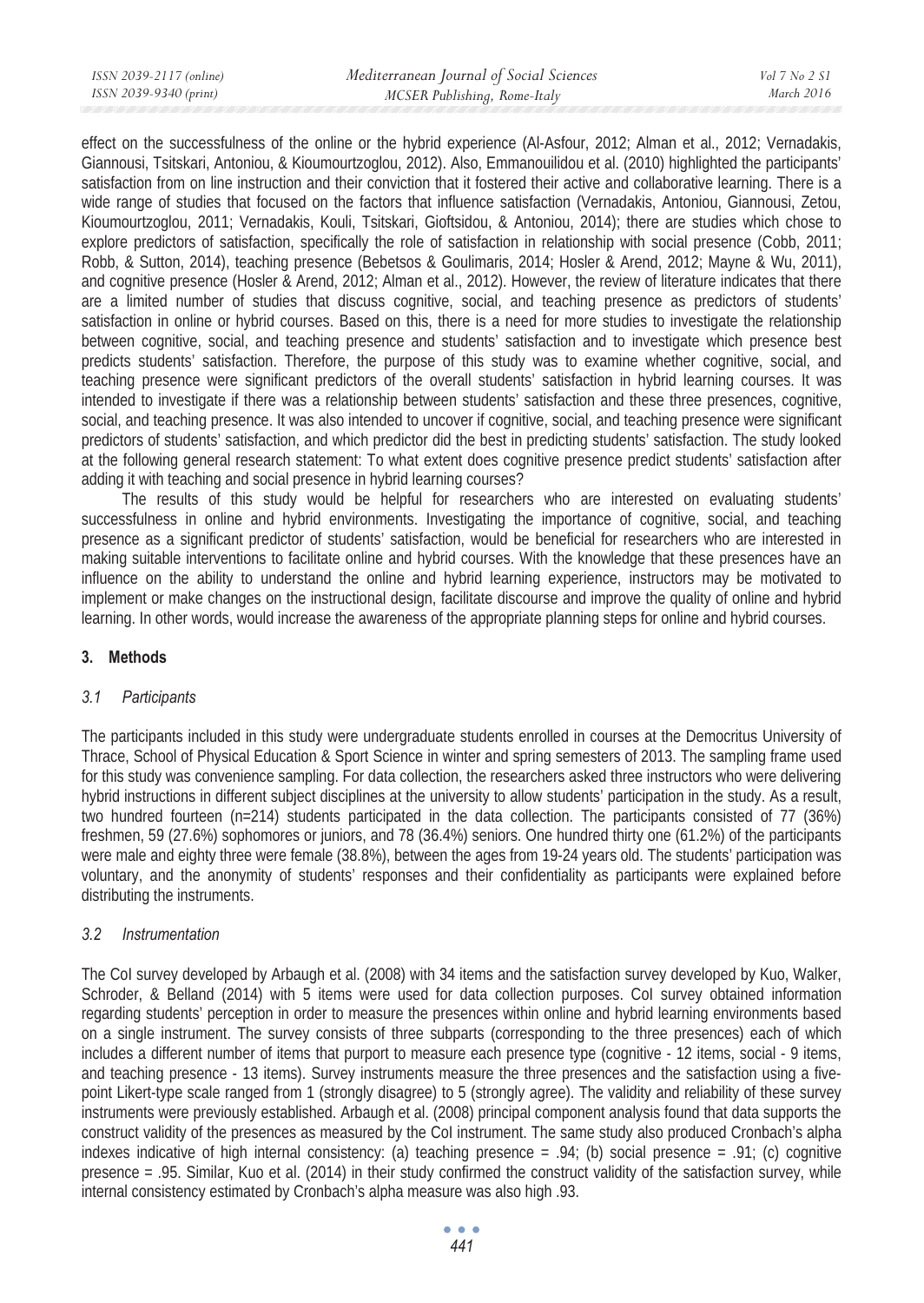effect on the successfulness of the online or the hybrid experience (Al-Asfour, 2012; Alman et al., 2012; Vernadakis, Giannousi, Tsitskari, Antoniou, & Kioumourtzoglou, 2012). Also, Emmanouilidou et al. (2010) highlighted the participants' satisfaction from on line instruction and their conviction that it fostered their active and collaborative learning. There is a wide range of studies that focused on the factors that influence satisfaction (Vernadakis, Antoniou, Giannousi, Zetou, Kioumourtzoglou, 2011; Vernadakis, Kouli, Tsitskari, Gioftsidou, & Antoniou, 2014); there are studies which chose to explore predictors of satisfaction, specifically the role of satisfaction in relationship with social presence (Cobb, 2011; Robb, & Sutton, 2014), teaching presence (Bebetsos & Goulimaris, 2014; Hosler & Arend, 2012; Mayne & Wu, 2011), and cognitive presence (Hosler & Arend, 2012; Alman et al., 2012). However, the review of literature indicates that there are a limited number of studies that discuss cognitive, social, and teaching presence as predictors of students' satisfaction in online or hybrid courses. Based on this, there is a need for more studies to investigate the relationship between cognitive, social, and teaching presence and students' satisfaction and to investigate which presence best predicts students' satisfaction. Therefore, the purpose of this study was to examine whether cognitive, social, and teaching presence were significant predictors of the overall students' satisfaction in hybrid learning courses. It was intended to investigate if there was a relationship between students' satisfaction and these three presences, cognitive, social, and teaching presence. It was also intended to uncover if cognitive, social, and teaching presence were significant predictors of students' satisfaction, and which predictor did the best in predicting students' satisfaction. The study looked at the following general research statement: To what extent does cognitive presence predict students' satisfaction after adding it with teaching and social presence in hybrid learning courses?

The results of this study would be helpful for researchers who are interested on evaluating students' successfulness in online and hybrid environments. Investigating the importance of cognitive, social, and teaching presence as a significant predictor of students' satisfaction, would be beneficial for researchers who are interested in making suitable interventions to facilitate online and hybrid courses. With the knowledge that these presences have an influence on the ability to understand the online and hybrid learning experience, instructors may be motivated to implement or make changes on the instructional design, facilitate discourse and improve the quality of online and hybrid learning. In other words, would increase the awareness of the appropriate planning steps for online and hybrid courses.

## 3. Methods

### *3.1 Participants*

The participants included in this study were undergraduate students enrolled in courses at the Democritus University of Thrace, School of Physical Education & Sport Science in winter and spring semesters of 2013. The sampling frame used for this study was convenience sampling. For data collection, the researchers asked three instructors who were delivering hybrid instructions in different subject disciplines at the university to allow students' participation in the study. As a result, two hundred fourteen (n=214) students participated in the data collection. The participants consisted of 77 (36%) freshmen, 59 (27.6%) sophomores or juniors, and 78 (36.4%) seniors. One hundred thirty one (61.2%) of the participants were male and eighty three were female (38.8%), between the ages from 19-24 years old. The students' participation was voluntary, and the anonymity of students' responses and their confidentiality as participants were explained before distributing the instruments.

### *3.2 Instrumentation*

The CoI survey developed by Arbaugh et al. (2008) with 34 items and the satisfaction survey developed by Kuo, Walker, Schroder, & Belland (2014) with 5 items were used for data collection purposes. CoI survey obtained information regarding students' perception in order to measure the presences within online and hybrid learning environments based on a single instrument. The survey consists of three subparts (corresponding to the three presences) each of which includes a different number of items that purport to measure each presence type (cognitive - 12 items, social - 9 items, and teaching presence - 13 items). Survey instruments measure the three presences and the satisfaction using a five-point Likert-type scale ranged from 1 (strongly disagree) to 5 (strongly agree). The validity and reliability of these survey instruments were previously established. Arbaugh et al. (2008) principal component analysis found that data supports the construct validity of the presences as measured by the CoI instrument. The same study also produced Cronbach's alpha indexes indicative of high internal consistency: (a) teaching presence = .94; (b) social presence = .91; (c) cognitive presence = .95. Similar, Kuo et al. (2014) in their study confirmed the construct validity of the satisfaction survey, while internal consistency estimated by Cronbach's alpha measure was also high .93.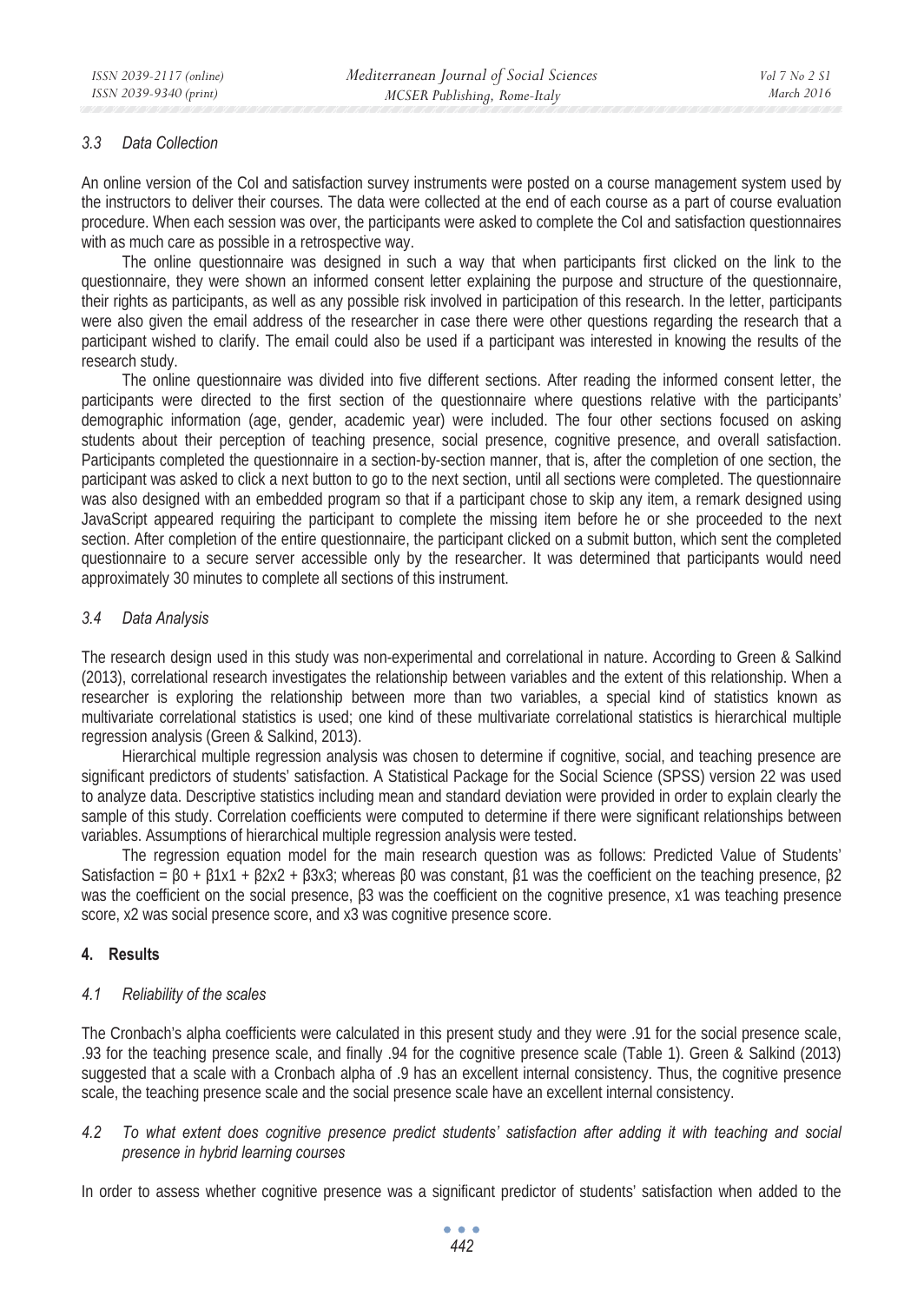### 3.3 Data Collection

An online version of the CoI and satisfaction survey instruments were posted on a course management system used by the instructors to deliver their courses. The data were collected at the end of each course as a part of course evaluation procedure. When each session was over, the participants were asked to complete the CoI and satisfaction questionnaires with as much care as possible in a retrospective way.

The online questionnaire was designed in such a way that when participants first clicked on the link to the questionnaire, they were shown an informed consent letter explaining the purpose and structure of the questionnaire, their rights as participants, as well as any possible risk involved in participation of this research. In the letter, participants were also given the email address of the researcher in case there were other questions regarding the research that a participant wished to clarify. The email could also be used if a participant was interested in knowing the results of the research study.

The online questionnaire was divided into five different sections. After reading the informed consent letter, the participants were directed to the first section of the questionnaire where questions relative with the participants' demographic information (age, gender, academic year) were included. The four other sections focused on asking students about their perception of teaching presence, social presence, cognitive presence, and overall satisfaction. Participants completed the questionnaire in a section-by-section manner, that is, after the completion of one section, the participant was asked to click a next button to go to the next section, until all sections were completed. The questionnaire was also designed with an embedded program so that if a participant chose to skip any item, a remark designed using JavaScript appeared requiring the participant to complete the missing item before he or she proceeded to the next section. After completion of the entire questionnaire, the participant clicked on a submit button, which sent the completed questionnaire to a secure server accessible only by the researcher. It was determined that participants would need approximately 30 minutes to complete all sections of this instrument.

### 3.4 Data Analysis

The research design used in this study was non-experimental and correlational in nature. According to Green & Salkind (2013), correlational research investigates the relationship between variables and the extent of this relationship. When a researcher is exploring the relationship between more than two variables, a special kind of statistics known as multivariate correlational statistics is used; one kind of these multivariate correlational statistics is hierarchical multiple regression analysis (Green & Salkind, 2013).

Hierarchical multiple regression analysis was chosen to determine if cognitive, social, and teaching presence are significant predictors of students' satisfaction. A Statistical Package for the Social Science (SPSS) version 22 was used to analyze data. Descriptive statistics including mean and standard deviation were provided in order to explain clearly the sample of this study. Correlation coefficients were computed to determine if there were significant relationships between variables. Assumptions of hierarchical multiple regression analysis were tested.

The regression equation model for the main research question was as follows: Predicted Value of Students' Satisfaction = $\beta_0 + \beta_1 x_1 + \beta_2 x_2 + \beta_3 x_3$; whereas $\beta_0$ was constant, $\beta_1$ was the coefficient on the teaching presence, $\beta_2$ was the coefficient on the social presence, $\beta_3$ was the coefficient on the cognitive presence, $x_1$ was teaching presence score, $x_2$ was social presence score, and $x_3$ was cognitive presence score.

## 4. Results

### 4.1 Reliability of the scales

The Cronbach's alpha coefficients were calculated in this present study and they were .91 for the social presence scale, .93 for the teaching presence scale, and finally .94 for the cognitive presence scale (Table 1). Green & Salkind (2013) suggested that a scale with a Cronbach alpha of .9 has an excellent internal consistency. Thus, the cognitive presence scale, the teaching presence scale and the social presence scale have an excellent internal consistency.

### 4.2 To what extent does cognitive presence predict students' satisfaction after adding it with teaching and social presence in hybrid learning courses

In order to assess whether cognitive presence was a significant predictor of students' satisfaction when added to the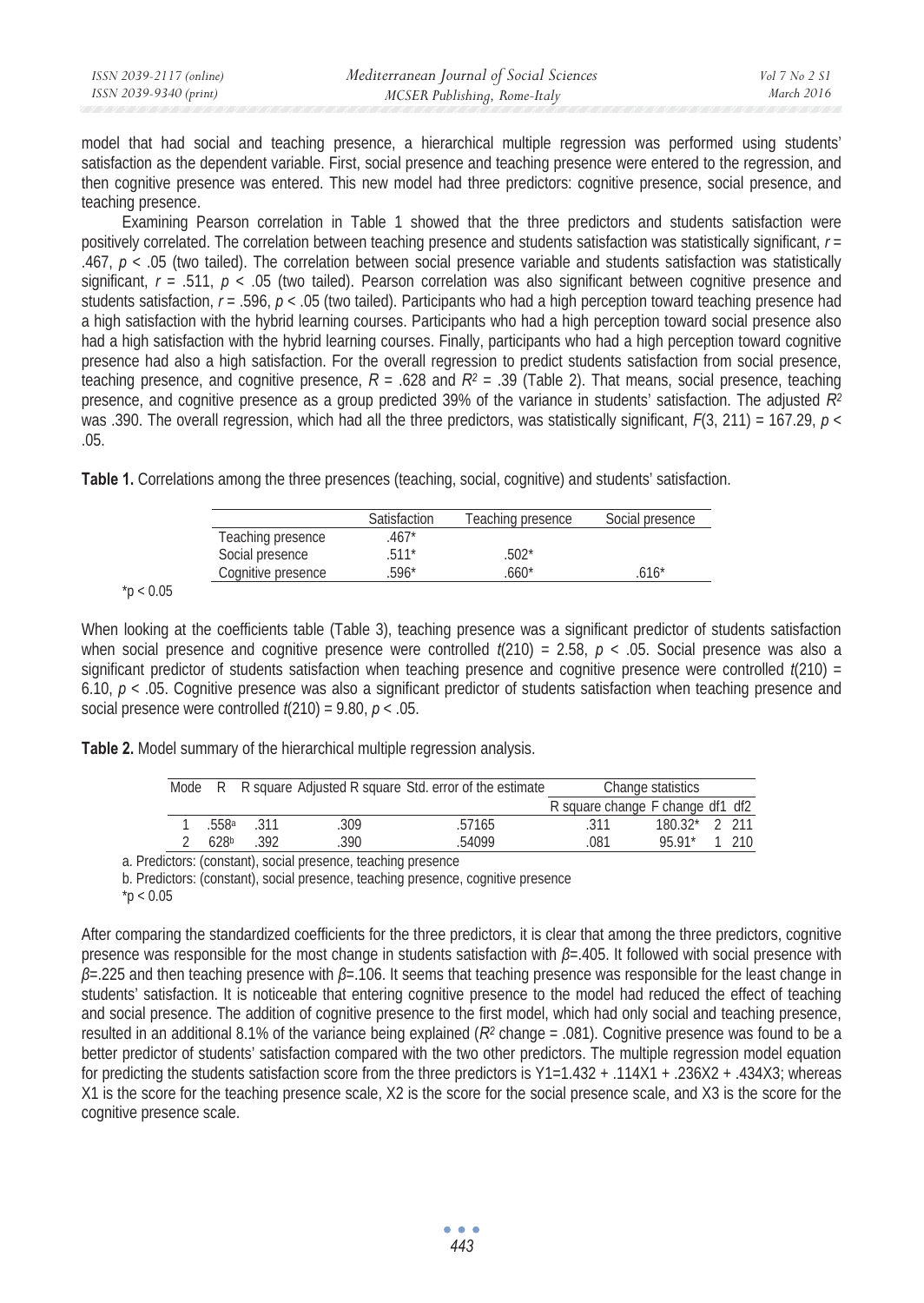model that had social and teaching presence, a hierarchical multiple regression was performed using students' satisfaction as the dependent variable. First, social presence and teaching presence were entered to the regression, and then cognitive presence was entered. This new model had three predictors: cognitive presence, social presence, and teaching presence.

Examining Pearson correlation in Table 1 showed that the three predictors and students satisfaction were positively correlated. The correlation between teaching presence and students satisfaction was statistically significant, $r = .467$, $p < .05$ (two tailed). The correlation between social presence variable and students satisfaction was statistically significant, $r = .511$, $p < .05$ (two tailed). Pearson correlation was also significant between cognitive presence and students satisfaction, $r = .596$, $p < .05$ (two tailed). Participants who had a high perception toward teaching presence had a high satisfaction with the hybrid learning courses. Participants who had a high perception toward social presence also had a high satisfaction with the hybrid learning courses. Finally, participants who had a high perception toward cognitive presence had also a high satisfaction. For the overall regression to predict students satisfaction from social presence, teaching presence, and cognitive presence, $R = .628$ and $R^2 = .39$ (Table 2). That means, social presence, teaching presence, and cognitive presence as a group predicted 39% of the variance in students' satisfaction. The adjusted $R^2$ was .390. The overall regression, which had all the three predictors, was statistically significant, $F(3, 211) = 167.29$, $p < .05$.

**Table 1.** Correlations among the three presences (teaching, social, cognitive) and students' satisfaction.

| | Satisfaction | Teaching presence | Social presence |
|---|---|---|---|
| Teaching presence | .467* | | |
| Social presence | .511* | .502* | |
| Cognitive presence | .596* | .660* | .616* |

*p < 0.05

When looking at the coefficients table (Table 3), teaching presence was a significant predictor of students satisfaction when social presence and cognitive presence were controlled $t(210) = 2.58$, $p < .05$. Social presence was also a significant predictor of students satisfaction when teaching presence and cognitive presence were controlled $t(210) = 6.10$, $p < .05$. Cognitive presence was also a significant predictor of students satisfaction when teaching presence and social presence were controlled $t(210) = 9.80$, $p < .05$.

**Table 2.** Model summary of the hierarchical multiple regression analysis.

| Mode | R | R square | Adjusted R square | Std. error of the estimate | Change statistics | | | |
|---|---|---|---|---|---|---|---|---|
| | | | | | R square change | F change | df1 | df2 |
| 1 | .558[a] | .311 | .309 | .57165 | .311 | 180.32* | 2 | 211 |
| 2 | .628[b] | .392 | .390 | .54099 | .081 | 95.91* | 1 | 210 |

a. Predictors: (constant), social presence, teaching presence

b. Predictors: (constant), social presence, teaching presence, cognitive presence

*p < 0.05

After comparing the standardized coefficients for the three predictors, it is clear that among the three predictors, cognitive presence was responsible for the most change in students satisfaction with $\beta$=.405. It followed with social presence with $\beta$=.225 and then teaching presence with $\beta$=.106. It seems that teaching presence was responsible for the least change in students' satisfaction. It is noticeable that entering cognitive presence to the model had reduced the effect of teaching and social presence. The addition of cognitive presence to the first model, which had only social and teaching presence, resulted in an additional 8.1% of the variance being explained ($R^2$ change = .081). Cognitive presence was found to be a better predictor of students' satisfaction compared with the two other predictors. The multiple regression model equation for predicting the students satisfaction score from the three predictors is $Y1=1.432 + .114X1 + .236X2 + .434X3$; whereas X1 is the score for the teaching presence scale, X2 is the score for the social presence scale, and X3 is the score for the cognitive presence scale.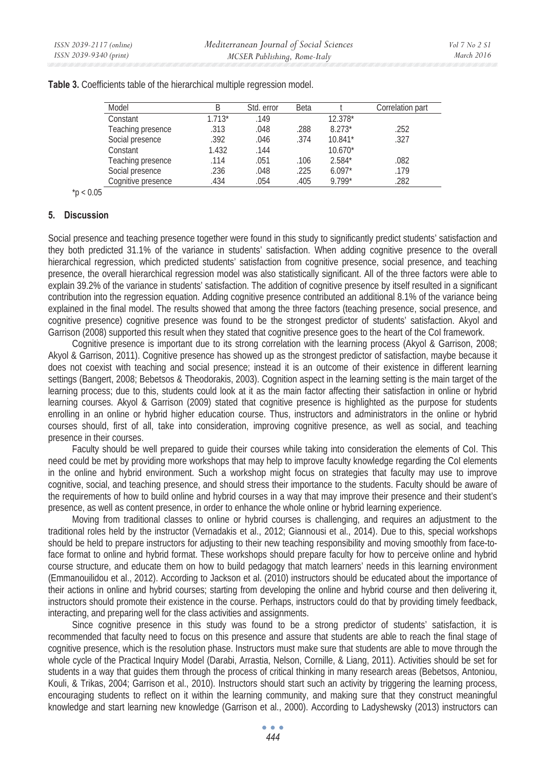**Table 3.** Coefficients table of the hierarchical multiple regression model.

| Model | B | Std. error | Beta | t | Correlation part |
|---|---|---|---|---|---|
| Constant | 1.713* | .149 | | 12.378* | |
| Teaching presence | .313 | .048 | .288 | 8.273* | .252 |
| Social presence | .392 | .046 | .374 | 10.841* | .327 |
| Constant | 1.432 | .144 | | 10.670* | |
| Teaching presence | .114 | .051 | .106 | 2.584* | .082 |
| Social presence | .236 | .048 | .225 | 6.097* | .179 |
| Cognitive presence | .434 | .054 | .405 | 9.799* | .282 |

*$p < 0.05$

## 5. Discussion

Social presence and teaching presence together were found in this study to significantly predict students' satisfaction and they both predicted 31.1% of the variance in students' satisfaction. When adding cognitive presence to the overall hierarchical regression, which predicted students' satisfaction from cognitive presence, social presence, and teaching presence, the overall hierarchical regression model was also statistically significant. All of the three factors were able to explain 39.2% of the variance in students' satisfaction. The addition of cognitive presence by itself resulted in a significant contribution into the regression equation. Adding cognitive presence contributed an additional 8.1% of the variance being explained in the final model. The results showed that among the three factors (teaching presence, social presence, and cognitive presence) cognitive presence was found to be the strongest predictor of students' satisfaction. Akyol and Garrison (2008) supported this result when they stated that cognitive presence goes to the heart of the CoI framework.

Cognitive presence is important due to its strong correlation with the learning process (Akyol & Garrison, 2008; Akyol & Garrison, 2011). Cognitive presence has showed up as the strongest predictor of satisfaction, maybe because it does not coexist with teaching and social presence; instead it is an outcome of their existence in different learning settings (Bangert, 2008; Bebetsos & Theodorakis, 2003). Cognition aspect in the learning setting is the main target of the learning process; due to this, students could look at it as the main factor affecting their satisfaction in online or hybrid learning courses. Akyol & Garrison (2009) stated that cognitive presence is highlighted as the purpose for students enrolling in an online or hybrid higher education course. Thus, instructors and administrators in the online or hybrid courses should, first of all, take into consideration, improving cognitive presence, as well as social, and teaching presence in their courses.

Faculty should be well prepared to guide their courses while taking into consideration the elements of CoI. This need could be met by providing more workshops that may help to improve faculty knowledge regarding the CoI elements in the online and hybrid environment. Such a workshop might focus on strategies that faculty may use to improve cognitive, social, and teaching presence, and should stress their importance to the students. Faculty should be aware of the requirements of how to build online and hybrid courses in a way that may improve their presence and their student's presence, as well as content presence, in order to enhance the whole online or hybrid learning experience.

Moving from traditional classes to online or hybrid courses is challenging, and requires an adjustment to the traditional roles held by the instructor (Vernadakis et al., 2012; Giannousi et al., 2014). Due to this, special workshops should be held to prepare instructors for adjusting to their new teaching responsibility and moving smoothly from face-to-face format to online and hybrid format. These workshops should prepare faculty for how to perceive online and hybrid course structure, and educate them on how to build pedagogy that match learners' needs in this learning environment (Emmanouilidou et al., 2012). According to Jackson et al. (2010) instructors should be educated about the importance of their actions in online and hybrid courses; starting from developing the online and hybrid course and then delivering it, instructors should promote their existence in the course. Perhaps, instructors could do that by providing timely feedback, interacting, and preparing well for the class activities and assignments.

Since cognitive presence in this study was found to be a strong predictor of students' satisfaction, it is recommended that faculty need to focus on this presence and assure that students are able to reach the final stage of cognitive presence, which is the resolution phase. Instructors must make sure that students are able to move through the whole cycle of the Practical Inquiry Model (Darabi, Arrastia, Nelson, Cornille, & Liang, 2011). Activities should be set for students in a way that guides them through the process of critical thinking in many research areas (Bebetsos, Antoniou, Kouli, & Trikas, 2004; Garrison et al., 2010). Instructors should start such an activity by triggering the learning process, encouraging students to reflect on it within the learning community, and making sure that they construct meaningful knowledge and start learning new knowledge (Garrison et al., 2000). According to Ladyshewsky (2013) instructors can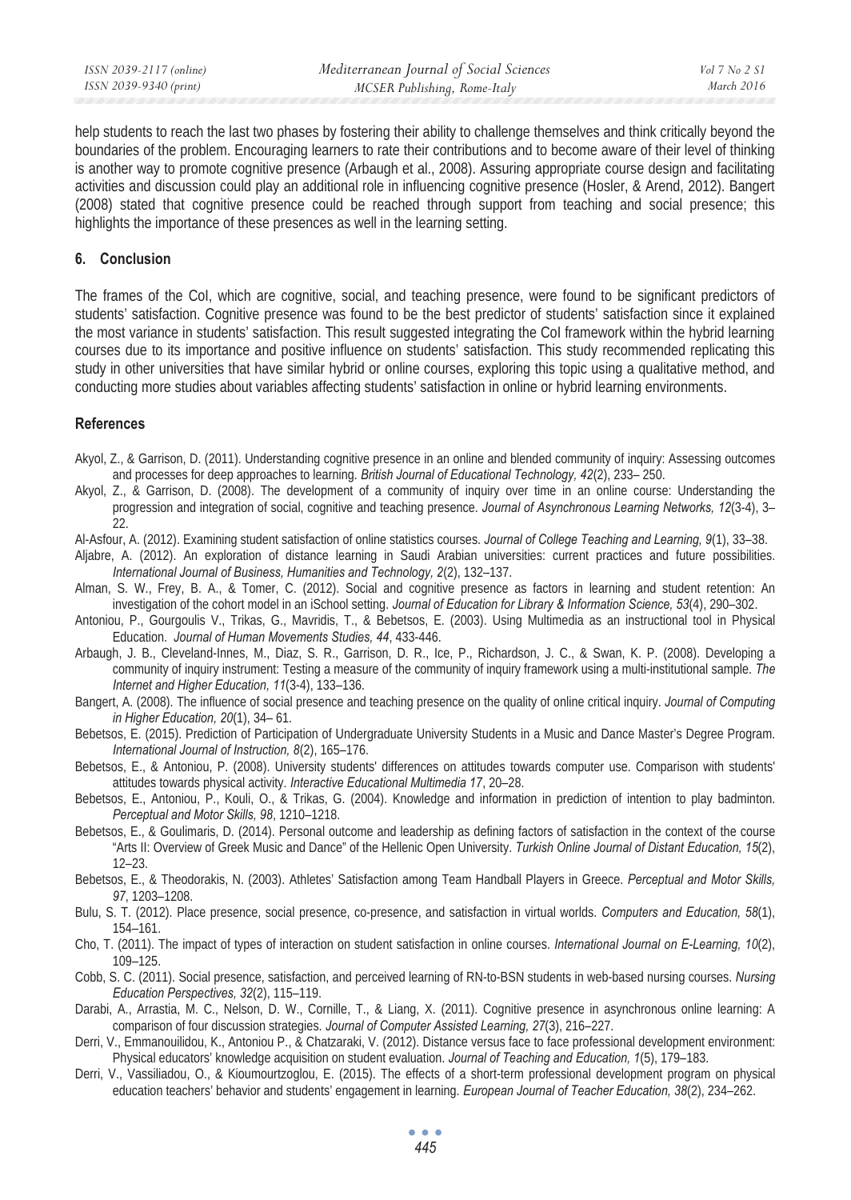help students to reach the last two phases by fostering their ability to challenge themselves and think critically beyond the boundaries of the problem. Encouraging learners to rate their contributions and to become aware of their level of thinking is another way to promote cognitive presence (Arbaugh et al., 2008). Assuring appropriate course design and facilitating activities and discussion could play an additional role in influencing cognitive presence (Hosler, & Arend, 2012). Bangert (2008) stated that cognitive presence could be reached through support from teaching and social presence; this highlights the importance of these presences as well in the learning setting.

## 6. Conclusion

The frames of the CoI, which are cognitive, social, and teaching presence, were found to be significant predictors of students' satisfaction. Cognitive presence was found to be the best predictor of students' satisfaction since it explained the most variance in students' satisfaction. This result suggested integrating the CoI framework within the hybrid learning courses due to its importance and positive influence on students' satisfaction. This study recommended replicating this study in other universities that have similar hybrid or online courses, exploring this topic using a qualitative method, and conducting more studies about variables affecting students' satisfaction in online or hybrid learning environments.

## References

Akyol, Z., & Garrison, D. (2011). Understanding cognitive presence in an online and blended community of inquiry: Assessing outcomes and processes for deep approaches to learning. *British Journal of Educational Technology, 42*(2), 233– 250.

Akyol, Z., & Garrison, D. (2008). The development of a community of inquiry over time in an online course: Understanding the progression and integration of social, cognitive and teaching presence. *Journal of Asynchronous Learning Networks, 12*(3-4), 3–22.

Al-Asfour, A. (2012). Examining student satisfaction of online statistics courses. *Journal of College Teaching and Learning, 9*(1), 33–38.

Aljabre, A. (2012). An exploration of distance learning in Saudi Arabian universities: current practices and future possibilities. *International Journal of Business, Humanities and Technology, 2*(2), 132–137.

Alman, S. W., Frey, B. A., & Tomer, C. (2012). Social and cognitive presence as factors in learning and student retention: An investigation of the cohort model in an iSchool setting. *Journal of Education for Library & Information Science, 53*(4), 290–302.

Antoniou, P., Gourgoulis V., Trikas, G., Mavridis, T., & Bebetsos, E. (2003). Using Multimedia as an instructional tool in Physical Education. *Journal of Human Movements Studies, 44*, 433-446.

Arbaugh, J. B., Cleveland-Innes, M., Diaz, S. R., Garrison, D. R., Ice, P., Richardson, J. C., & Swan, K. P. (2008). Developing a community of inquiry instrument: Testing a measure of the community of inquiry framework using a multi-institutional sample. *The Internet and Higher Education, 11*(3-4), 133–136.

Bangert, A. (2008). The influence of social presence and teaching presence on the quality of online critical inquiry. *Journal of Computing in Higher Education, 20*(1), 34– 61.

Bebetsos, E. (2015). Prediction of Participation of Undergraduate University Students in a Music and Dance Master's Degree Program. *International Journal of Instruction, 8*(2), 165–176.

Bebetsos, E., & Antoniou, P. (2008). University students' differences on attitudes towards computer use. Comparison with students' attitudes towards physical activity. *Interactive Educational Multimedia 17*, 20–28.

Bebetsos, E., Antoniou, P., Kouli, O., & Trikas, G. (2004). Knowledge and information in prediction of intention to play badminton. *Perceptual and Motor Skills, 98*, 1210–1218.

Bebetsos, E., & Goulimaris, D. (2014). Personal outcome and leadership as defining factors of satisfaction in the context of the course "Arts II: Overview of Greek Music and Dance" of the Hellenic Open University. *Turkish Online Journal of Distant Education, 15*(2), 12–23.

Bebetsos, E., & Theodorakis, N. (2003). Athletes' Satisfaction among Team Handball Players in Greece. *Perceptual and Motor Skills, 97*, 1203–1208.

Bulu, S. T. (2012). Place presence, social presence, co-presence, and satisfaction in virtual worlds. *Computers and Education, 58*(1), 154–161.

Cho, T. (2011). The impact of types of interaction on student satisfaction in online courses. *International Journal on E-Learning, 10*(2), 109–125.

Cobb, S. C. (2011). Social presence, satisfaction, and perceived learning of RN-to-BSN students in web-based nursing courses. *Nursing Education Perspectives, 32*(2), 115–119.

Darabi, A., Arrastia, M. C., Nelson, D. W., Cornille, T., & Liang, X. (2011). Cognitive presence in asynchronous online learning: A comparison of four discussion strategies. *Journal of Computer Assisted Learning, 27*(3), 216–227.

Derri, V., Emmanouilidou, K., Antoniou P., & Chatzaraki, V. (2012). Distance versus face to face professional development environment: Physical educators' knowledge acquisition on student evaluation. *Journal of Teaching and Education, 1*(5), 179–183.

Derri, V., Vassiliadou, O., & Kioumourtzoglou, E. (2015). The effects of a short-term professional development program on physical education teachers' behavior and students' engagement in learning. *European Journal of Teacher Education, 38*(2), 234–262.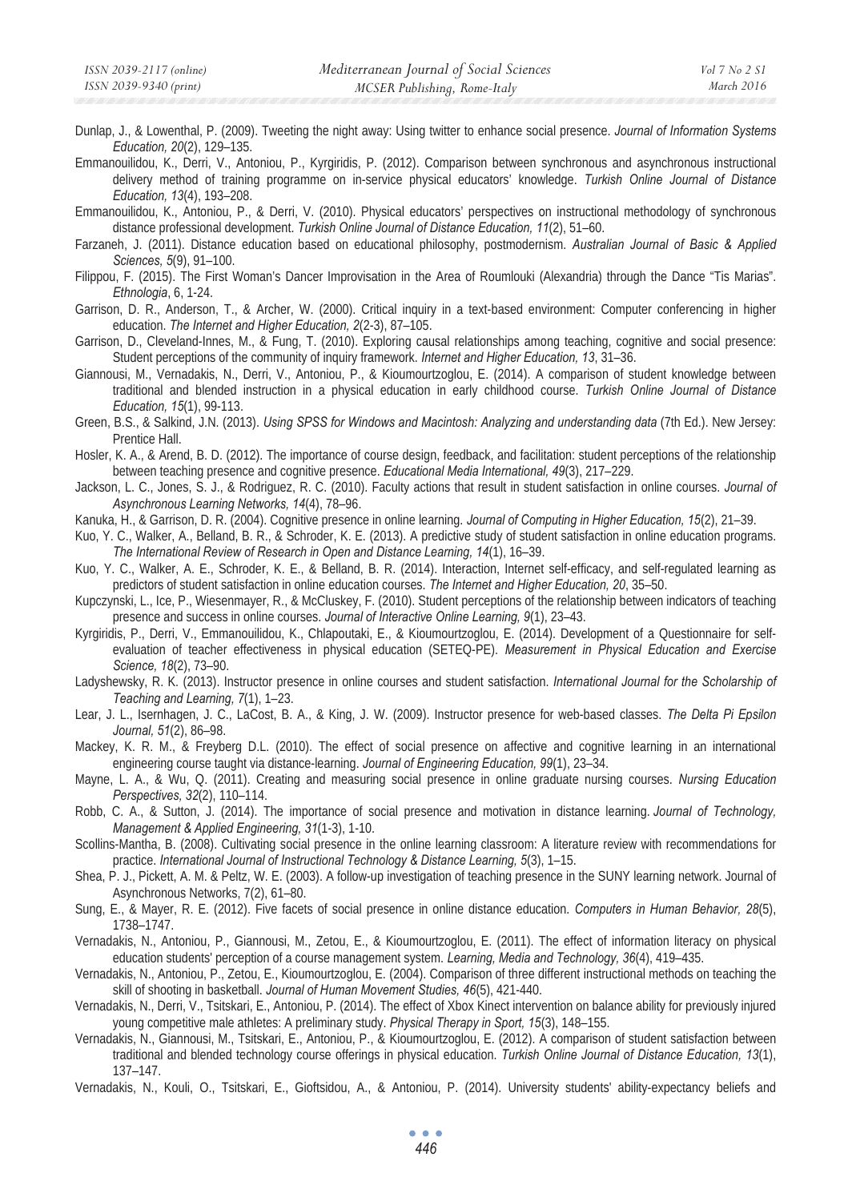Dunlap, J., & Lowenthal, P. (2009). Tweeting the night away: Using twitter to enhance social presence. *Journal of Information Systems Education, 20*(2), 129–135.

Emmanouilidou, K., Derri, V., Antoniou, P., Kyrgiridis, P. (2012). Comparison between synchronous and asynchronous instructional delivery method of training programme on in-service physical educators' knowledge. *Turkish Online Journal of Distance Education, 13*(4), 193–208.

Emmanouilidou, K., Antoniou, P., & Derri, V. (2010). Physical educators' perspectives on instructional methodology of synchronous distance professional development. *Turkish Online Journal of Distance Education, 11*(2), 51–60.

Farzaneh, J. (2011). Distance education based on educational philosophy, postmodernism. *Australian Journal of Basic & Applied Sciences, 5*(9), 91–100.

Filippou, F. (2015). The First Woman's Dancer Improvisation in the Area of Roumlouki (Alexandria) through the Dance "Tis Marias". *Ethnologia*, 6, 1-24.

Garrison, D. R., Anderson, T., & Archer, W. (2000). Critical inquiry in a text-based environment: Computer conferencing in higher education. *The Internet and Higher Education, 2*(2-3), 87–105.

Garrison, D., Cleveland-Innes, M., & Fung, T. (2010). Exploring causal relationships among teaching, cognitive and social presence: Student perceptions of the community of inquiry framework. *Internet and Higher Education, 13*, 31–36.

Giannousi, M., Vernadakis, N., Derri, V., Antoniou, P., & Kioumourtzoglou, E. (2014). A comparison of student knowledge between traditional and blended instruction in a physical education in early childhood course. *Turkish Online Journal of Distance Education, 15*(1), 99-113.

Green, B.S., & Salkind, J.N. (2013). *Using SPSS for Windows and Macintosh: Analyzing and understanding data* (7th Ed.). New Jersey: Prentice Hall.

Hosler, K. A., & Arend, B. D. (2012). The importance of course design, feedback, and facilitation: student perceptions of the relationship between teaching presence and cognitive presence. *Educational Media International, 49*(3), 217–229.

Jackson, L. C., Jones, S. J., & Rodriguez, R. C. (2010). Faculty actions that result in student satisfaction in online courses. *Journal of Asynchronous Learning Networks, 14*(4), 78–96.

Kanuka, H., & Garrison, D. R. (2004). Cognitive presence in online learning. *Journal of Computing in Higher Education, 15*(2), 21–39.

Kuo, Y. C., Walker, A., Belland, B. R., & Schroder, K. E. (2013). A predictive study of student satisfaction in online education programs. *The International Review of Research in Open and Distance Learning, 14*(1), 16–39.

Kuo, Y. C., Walker, A. E., Schroder, K. E., & Belland, B. R. (2014). Interaction, Internet self-efficacy, and self-regulated learning as predictors of student satisfaction in online education courses. *The Internet and Higher Education, 20*, 35–50.

Kupczynski, L., Ice, P., Wiesenmayer, R., & McCluskey, F. (2010). Student perceptions of the relationship between indicators of teaching presence and success in online courses. *Journal of Interactive Online Learning, 9*(1), 23–43.

Kyrgiridis, P., Derri, V., Emmanouilidou, K., Chlapoutaki, E., & Kioumourtzoglou, E. (2014). Development of a Questionnaire for self-evaluation of teacher effectiveness in physical education (SETEQ-PE). *Measurement in Physical Education and Exercise Science, 18*(2), 73–90.

Ladyshewsky, R. K. (2013). Instructor presence in online courses and student satisfaction. *International Journal for the Scholarship of Teaching and Learning, 7*(1), 1–23.

Lear, J. L., Isernhagen, J. C., LaCost, B. A., & King, J. W. (2009). Instructor presence for web-based classes. *The Delta Pi Epsilon Journal, 51*(2), 86–98.

Mackey, K. R. M., & Freyberg D.L. (2010). The effect of social presence on affective and cognitive learning in an international engineering course taught via distance-learning. *Journal of Engineering Education, 99*(1), 23–34.

Mayne, L. A., & Wu, Q. (2011). Creating and measuring social presence in online graduate nursing courses. *Nursing Education Perspectives, 32*(2), 110–114.

Robb, C. A., & Sutton, J. (2014). The importance of social presence and motivation in distance learning. *Journal of Technology, Management & Applied Engineering, 31*(1-3), 1-10.

Scollins-Mantha, B. (2008). Cultivating social presence in the online learning classroom: A literature review with recommendations for practice. *International Journal of Instructional Technology & Distance Learning, 5*(3), 1–15.

Shea, P. J., Pickett, A. M. & Peltz, W. E. (2003). A follow-up investigation of teaching presence in the SUNY learning network. Journal of Asynchronous Networks, 7(2), 61–80.

Sung, E., & Mayer, R. E. (2012). Five facets of social presence in online distance education. *Computers in Human Behavior, 28*(5), 1738–1747.

Vernadakis, N., Antoniou, P., Giannousi, M., Zetou, E., & Kioumourtzoglou, E. (2011). The effect of information literacy on physical education students' perception of a course management system. *Learning, Media and Technology, 36*(4), 419–435.

Vernadakis, N., Antoniou, P., Zetou, E., Kioumourtzoglou, E. (2004). Comparison of three different instructional methods on teaching the skill of shooting in basketball. *Journal of Human Movement Studies, 46*(5), 421-440.

Vernadakis, N., Derri, V., Tsitskari, E., Antoniou, P. (2014). The effect of Xbox Kinect intervention on balance ability for previously injured young competitive male athletes: A preliminary study. *Physical Therapy in Sport, 15*(3), 148–155.

Vernadakis, N., Giannousi, M., Tsitskari, E., Antoniou, P., & Kioumourtzoglou, E. (2012). A comparison of student satisfaction between traditional and blended technology course offerings in physical education. *Turkish Online Journal of Distance Education, 13*(1), 137–147.

Vernadakis, N., Kouli, O., Tsitskari, E., Gioftsidou, A., & Antoniou, P. (2014). University students' ability-expectancy beliefs and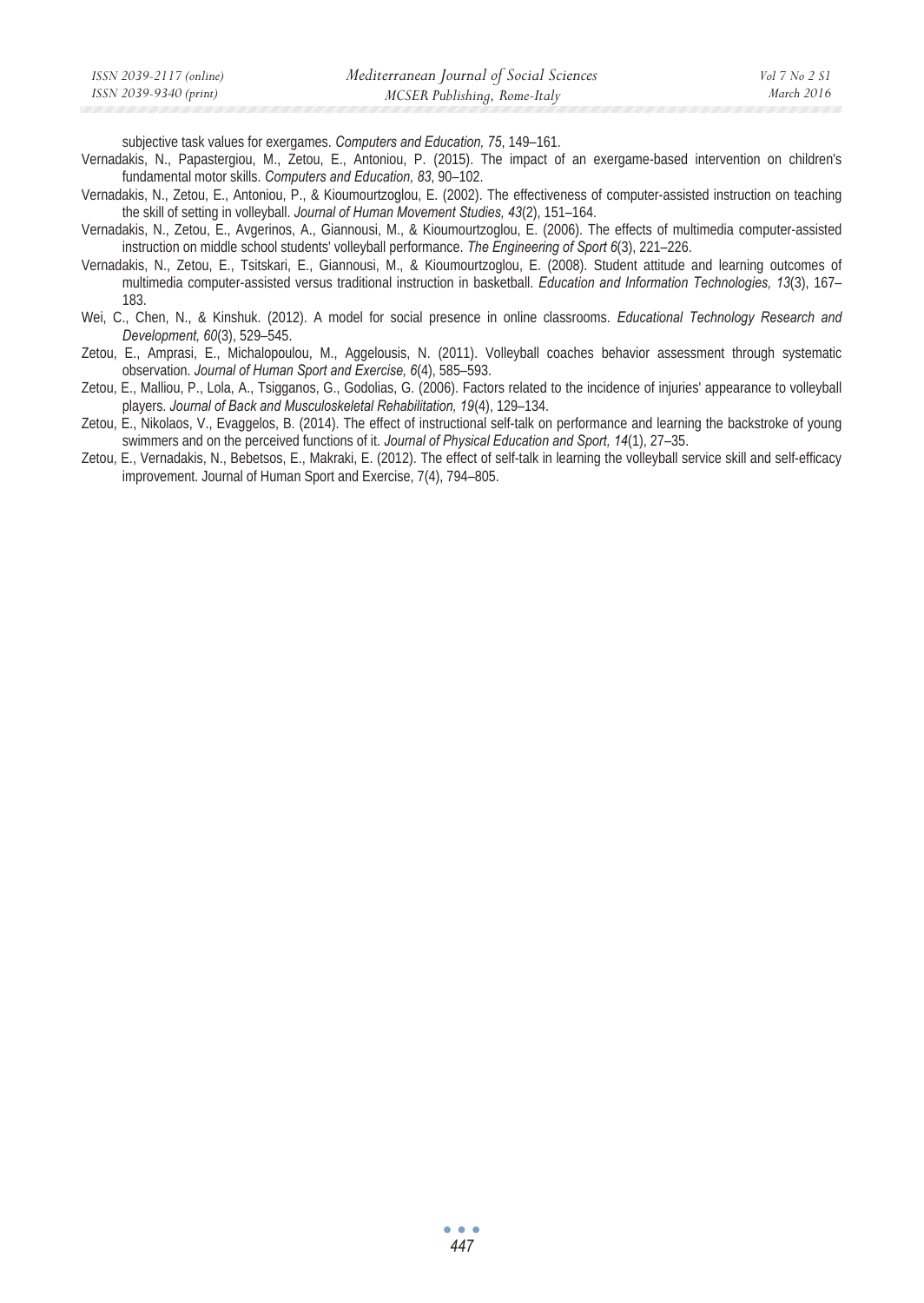subjective task values for exergames. *Computers and Education, 75*, 149–161.

Vernadakis, N., Papastergiou, M., Zetou, E., Antoniou, P. (2015). The impact of an exergame-based intervention on children's fundamental motor skills. *Computers and Education, 83*, 90–102.

Vernadakis, N., Zetou, E., Antoniou, P., & Kioumourtzoglou, E. (2002). The effectiveness of computer-assisted instruction on teaching the skill of setting in volleyball. *Journal of Human Movement Studies, 43*(2), 151–164.

Vernadakis, N., Zetou, E., Avgerinos, A., Giannousi, M., & Kioumourtzoglou, E. (2006). The effects of multimedia computer-assisted instruction on middle school students' volleyball performance. *The Engineering of Sport 6*(3), 221–226.

Vernadakis, N., Zetou, E., Tsitskari, E., Giannousi, M., & Kioumourtzoglou, E. (2008). Student attitude and learning outcomes of multimedia computer-assisted versus traditional instruction in basketball. *Education and Information Technologies, 13*(3), 167–183.

Wei, C., Chen, N., & Kinshuk. (2012). A model for social presence in online classrooms. *Educational Technology Research and Development, 60*(3), 529–545.

Zetou, E., Amprasi, E., Michalopoulou, M., Aggelousis, N. (2011). Volleyball coaches behavior assessment through systematic observation. *Journal of Human Sport and Exercise, 6*(4), 585–593.

Zetou, E., Malliou, P., Lola, A., Tsigganos, G., Godolias, G. (2006). Factors related to the incidence of injuries' appearance to volleyball players. *Journal of Back and Musculoskeletal Rehabilitation, 19*(4), 129–134.

Zetou, E., Nikolaos, V., Evaggelos, B. (2014). The effect of instructional self-talk on performance and learning the backstroke of young swimmers and on the perceived functions of it. *Journal of Physical Education and Sport, 14*(1), 27–35.

Zetou, E., Vernadakis, N., Bebetsos, E., Makraki, E. (2012). The effect of self-talk in learning the volleyball service skill and self-efficacy improvement. Journal of Human Sport and Exercise, 7(4), 794–805.